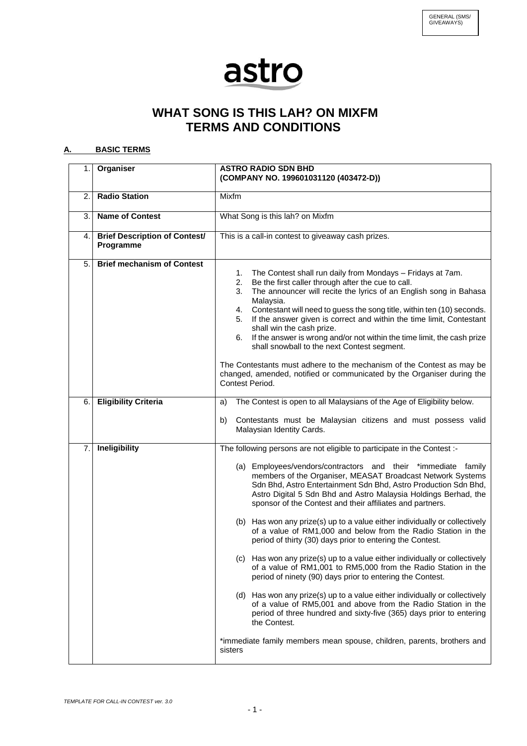GENERAL (SMS/ GIVEAWAYS)

astro

# WHAT SONG IS THIS LAH? ON MIXFM TERMS AND CONDITIONS

## A. BASIC TERMS

| | | |
|---|---|---|
| 1. | **Organiser** | **ASTRO RADIO SDN BHD (COMPANY NO. 199601031120 (403472-D))** |
| 2. | **Radio Station** | Mixfm |
| 3. | **Name of Contest** | What Song is this lah? on Mixfm |
| 4. | **Brief Description of Contest/ Programme** | This is a call-in contest to giveaway cash prizes. |
| 5. | **Brief mechanism of Contest** | 1. The Contest shall run daily from Mondays – Fridays at 7am.<br>2. Be the first caller through after the cue to call.<br>3. The announcer will recite the lyrics of an English song in Bahasa Malaysia.<br>4. Contestant will need to guess the song title, within ten (10) seconds.<br>5. If the answer given is correct and within the time limit, Contestant shall win the cash prize.<br>6. If the answer is wrong and/or not within the time limit, the cash prize shall snowball to the next Contest segment.<br><br>The Contestants must adhere to the mechanism of the Contest as may be changed, amended, notified or communicated by the Organiser during the Contest Period. |
| 6. | **Eligibility Criteria** | a) The Contest is open to all Malaysians of the Age of Eligibility below.<br><br>b) Contestants must be Malaysian citizens and must possess valid Malaysian Identity Cards. |
| 7. | **Ineligibility** | The following persons are not eligible to participate in the Contest :-<br><br>(a) Employees/vendors/contractors and their *immediate family members of the Organiser, MEASAT Broadcast Network Systems Sdn Bhd, Astro Entertainment Sdn Bhd, Astro Production Sdn Bhd, Astro Digital 5 Sdn Bhd and Astro Malaysia Holdings Berhad, the sponsor of the Contest and their affiliates and partners.<br><br>(b) Has won any prize(s) up to a value either individually or collectively of a value of RM1,000 and below from the Radio Station in the period of thirty (30) days prior to entering the Contest.<br><br>(c) Has won any prize(s) up to a value either individually or collectively of a value of RM1,001 to RM5,000 from the Radio Station in the period of ninety (90) days prior to entering the Contest.<br><br>(d) Has won any prize(s) up to a value either individually or collectively of a value of RM5,001 and above from the Radio Station in the period of three hundred and sixty-five (365) days prior to entering the Contest.<br><br>*immediate family members mean spouse, children, parents, brothers and sisters |

*TEMPLATE FOR CALL-IN CONTEST ver. 3.0*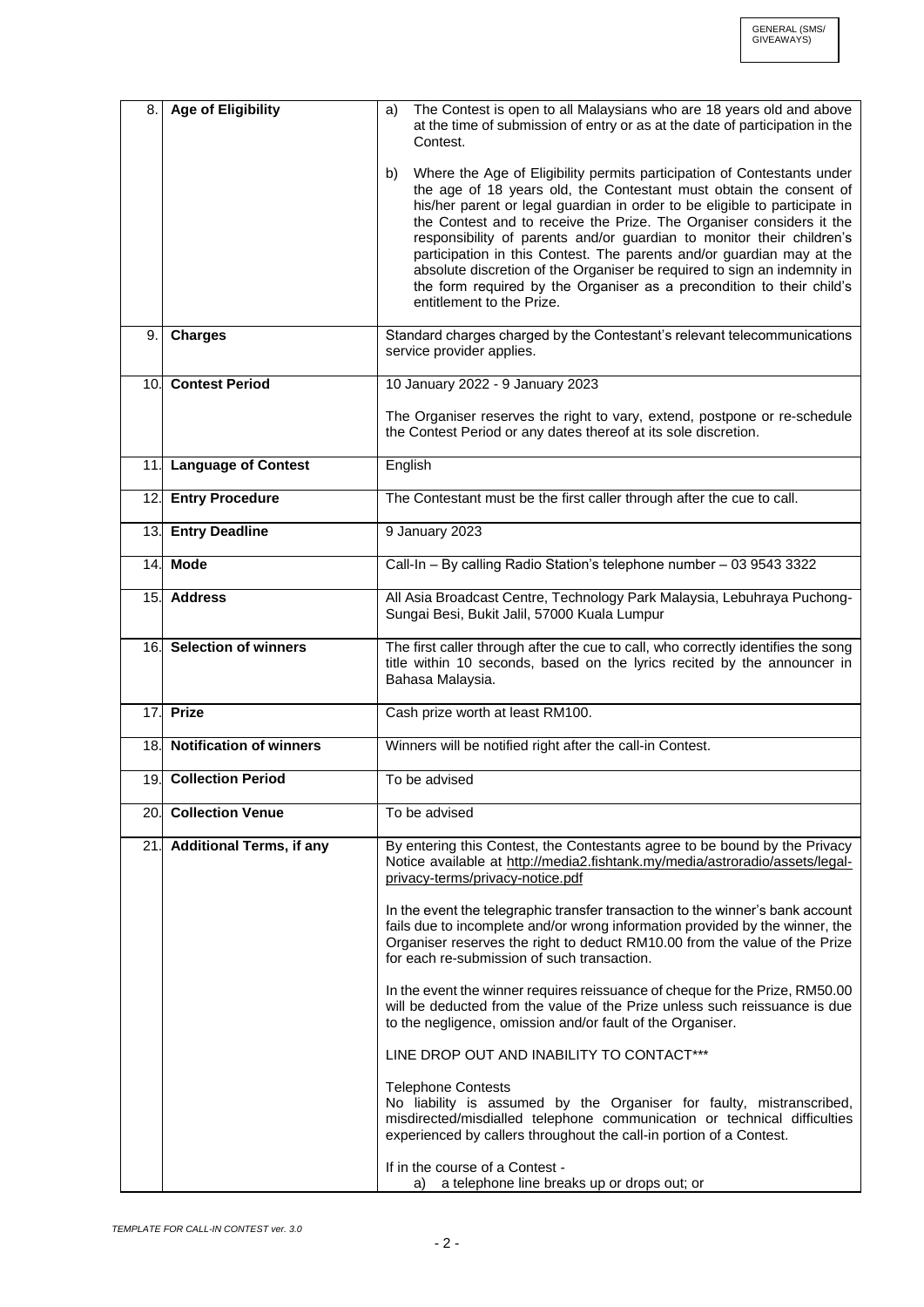| | | |
|---|---|---|
| 8. | **Age of Eligibility** | a) The Contest is open to all Malaysians who are 18 years old and above at the time of submission of entry or as at the date of participation in the Contest.<br><br>b) Where the Age of Eligibility permits participation of Contestants under the age of 18 years old, the Contestant must obtain the consent of his/her parent or legal guardian in order to be eligible to participate in the Contest and to receive the Prize. The Organiser considers it the responsibility of parents and/or guardian to monitor their children's participation in this Contest. The parents and/or guardian may at the absolute discretion of the Organiser be required to sign an indemnity in the form required by the Organiser as a precondition to their child's entitlement to the Prize. |
| 9. | **Charges** | Standard charges charged by the Contestant's relevant telecommunications service provider applies. |
| 10. | **Contest Period** | 10 January 2022 - 9 January 2023<br><br>The Organiser reserves the right to vary, extend, postpone or re-schedule the Contest Period or any dates thereof at its sole discretion. |
| 11. | **Language of Contest** | English |
| 12. | **Entry Procedure** | The Contestant must be the first caller through after the cue to call. |
| 13. | **Entry Deadline** | 9 January 2023 |
| 14. | **Mode** | Call-In – By calling Radio Station's telephone number – 03 9543 3322 |
| 15. | **Address** | All Asia Broadcast Centre, Technology Park Malaysia, Lebuhraya Puchong-Sungai Besi, Bukit Jalil, 57000 Kuala Lumpur |
| 16. | **Selection of winners** | The first caller through after the cue to call, who correctly identifies the song title within 10 seconds, based on the lyrics recited by the announcer in Bahasa Malaysia. |
| 17. | **Prize** | Cash prize worth at least RM100. |
| 18. | **Notification of winners** | Winners will be notified right after the call-in Contest. |
| 19. | **Collection Period** | To be advised |
| 20. | **Collection Venue** | To be advised |
| 21. | **Additional Terms, if any** | By entering this Contest, the Contestants agree to be bound by the Privacy Notice available at http://media2.fishtank.my/media/astroradio/assets/legal-privacy-terms/privacy-notice.pdf<br><br>In the event the telegraphic transfer transaction to the winner's bank account fails due to incomplete and/or wrong information provided by the winner, the Organiser reserves the right to deduct RM10.00 from the value of the Prize for each re-submission of such transaction.<br><br>In the event the winner requires reissuance of cheque for the Prize, RM50.00 will be deducted from the value of the Prize unless such reissuance is due to the negligence, omission and/or fault of the Organiser.<br><br>LINE DROP OUT AND INABILITY TO CONTACT***<br><br>Telephone Contests<br>No liability is assumed by the Organiser for faulty, mistranscribed, misdirected/misdialled telephone communication or technical difficulties experienced by callers throughout the call-in portion of a Contest.<br><br>If in the course of a Contest -<br>a) a telephone line breaks up or drops out; or |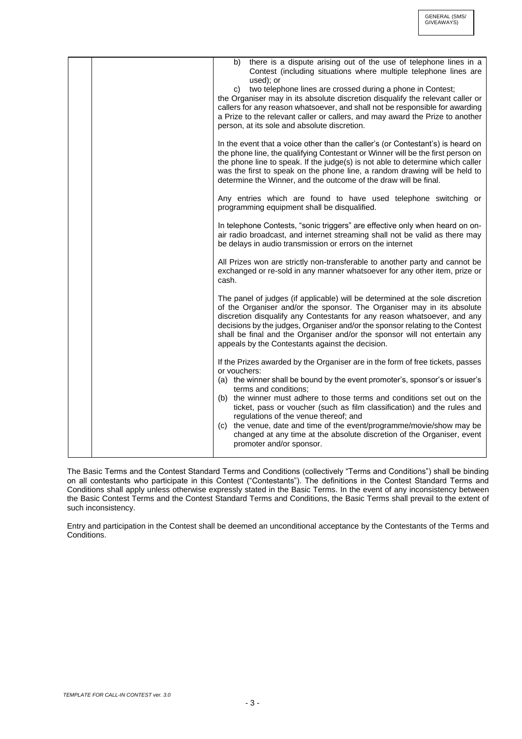| | | |
|---|---|---|
| | | b) there is a dispute arising out of the use of telephone lines in a Contest (including situations where multiple telephone lines are used); or<br>c) two telephone lines are crossed during a phone in Contest;<br>the Organiser may in its absolute discretion disqualify the relevant caller or callers for any reason whatsoever, and shall not be responsible for awarding a Prize to the relevant caller or callers, and may award the Prize to another person, at its sole and absolute discretion.<br><br>In the event that a voice other than the caller's (or Contestant's) is heard on the phone line, the qualifying Contestant or Winner will be the first person on the phone line to speak. If the judge(s) is not able to determine which caller was the first to speak on the phone line, a random drawing will be held to determine the Winner, and the outcome of the draw will be final.<br><br>Any entries which are found to have used telephone switching or programming equipment shall be disqualified.<br><br>In telephone Contests, "sonic triggers" are effective only when heard on on-air radio broadcast, and internet streaming shall not be valid as there may be delays in audio transmission or errors on the internet<br><br>All Prizes won are strictly non-transferable to another party and cannot be exchanged or re-sold in any manner whatsoever for any other item, prize or cash.<br><br>The panel of judges (if applicable) will be determined at the sole discretion of the Organiser and/or the sponsor. The Organiser may in its absolute discretion disqualify any Contestants for any reason whatsoever, and any decisions by the judges, Organiser and/or the sponsor relating to the Contest shall be final and the Organiser and/or the sponsor will not entertain any appeals by the Contestants against the decision.<br><br>If the Prizes awarded by the Organiser are in the form of free tickets, passes or vouchers:<br>(a) the winner shall be bound by the event promoter's, sponsor's or issuer's terms and conditions;<br>(b) the winner must adhere to those terms and conditions set out on the ticket, pass or voucher (such as film classification) and the rules and regulations of the venue thereof; and<br>(c) the venue, date and time of the event/programme/movie/show may be changed at any time at the absolute discretion of the Organiser, event promoter and/or sponsor. |

The Basic Terms and the Contest Standard Terms and Conditions (collectively "Terms and Conditions") shall be binding on all contestants who participate in this Contest ("Contestants"). The definitions in the Contest Standard Terms and Conditions shall apply unless otherwise expressly stated in the Basic Terms. In the event of any inconsistency between the Basic Contest Terms and the Contest Standard Terms and Conditions, the Basic Terms shall prevail to the extent of such inconsistency.

Entry and participation in the Contest shall be deemed an unconditional acceptance by the Contestants of the Terms and Conditions.